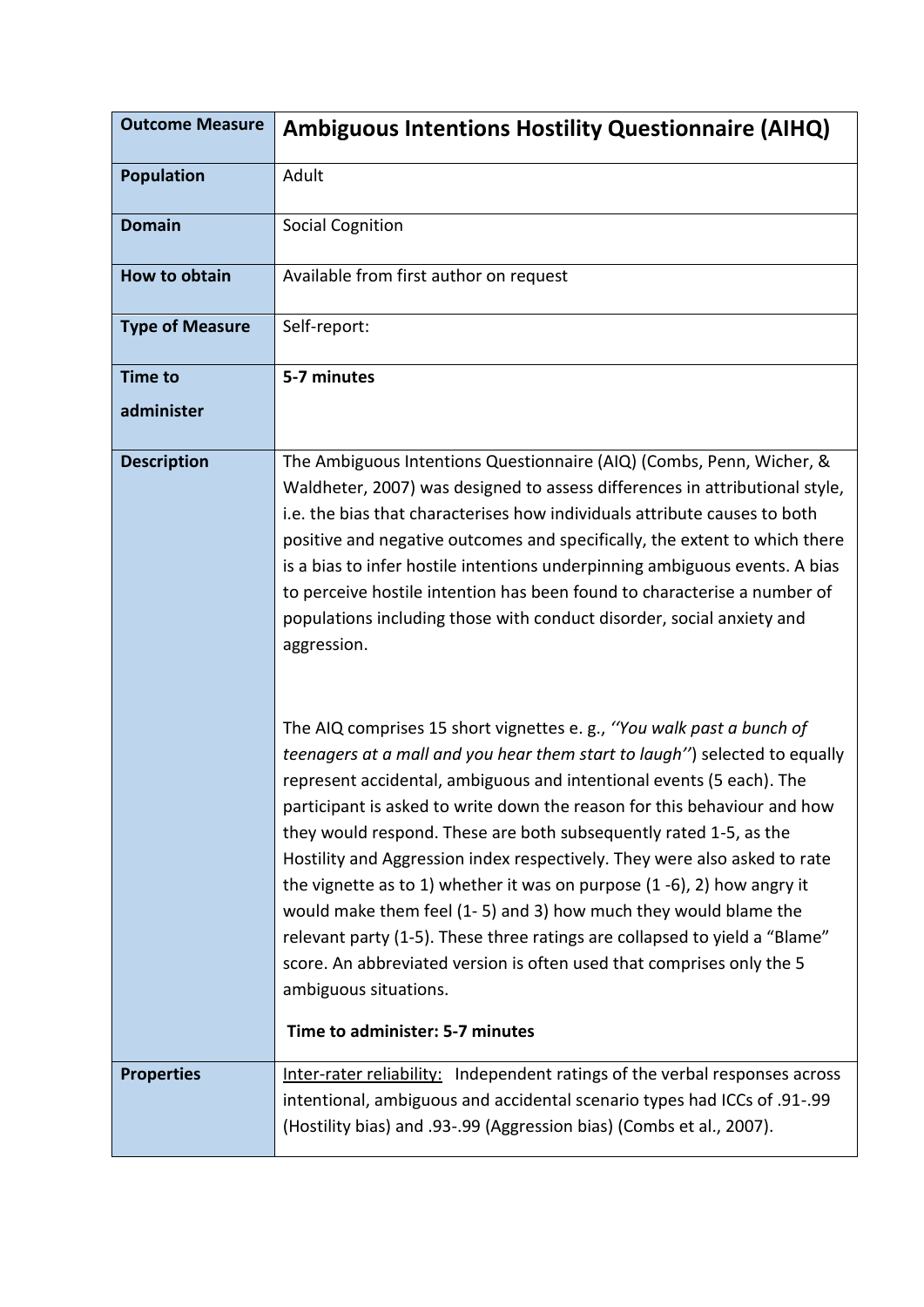| Outcome Measure | **Ambiguous Intentions Hostility Questionnaire (AIHQ)** |
|---|---|
| **Population** | Adult |
| **Domain** | Social Cognition |
| **How to obtain** | Available from first author on request |
| **Type of Measure** | Self-report: |
| **Time to administer** | **5-7 minutes** |
| **Description** | The Ambiguous Intentions Questionnaire (AIQ) (Combs, Penn, Wicher, & Waldheter, 2007) was designed to assess differences in attributional style, i.e. the bias that characterises how individuals attribute causes to both positive and negative outcomes and specifically, the extent to which there is a bias to infer hostile intentions underpinning ambiguous events. A bias to perceive hostile intention has been found to characterise a number of populations including those with conduct disorder, social anxiety and aggression.<br><br>The AIQ comprises 15 short vignettes e. g., *''You walk past a bunch of teenagers at a mall and you hear them start to laugh''*) selected to equally represent accidental, ambiguous and intentional events (5 each). The participant is asked to write down the reason for this behaviour and how they would respond. These are both subsequently rated 1-5, as the Hostility and Aggression index respectively. They were also asked to rate the vignette as to 1) whether it was on purpose (1 -6), 2) how angry it would make them feel (1- 5) and 3) how much they would blame the relevant party (1-5). These three ratings are collapsed to yield a "Blame" score. An abbreviated version is often used that comprises only the 5 ambiguous situations.<br><br>**Time to administer: 5-7 minutes** |
| **Properties** | <u>Inter-rater reliability:</u> Independent ratings of the verbal responses across intentional, ambiguous and accidental scenario types had ICCs of .91-.99 (Hostility bias) and .93-.99 (Aggression bias) (Combs et al., 2007). |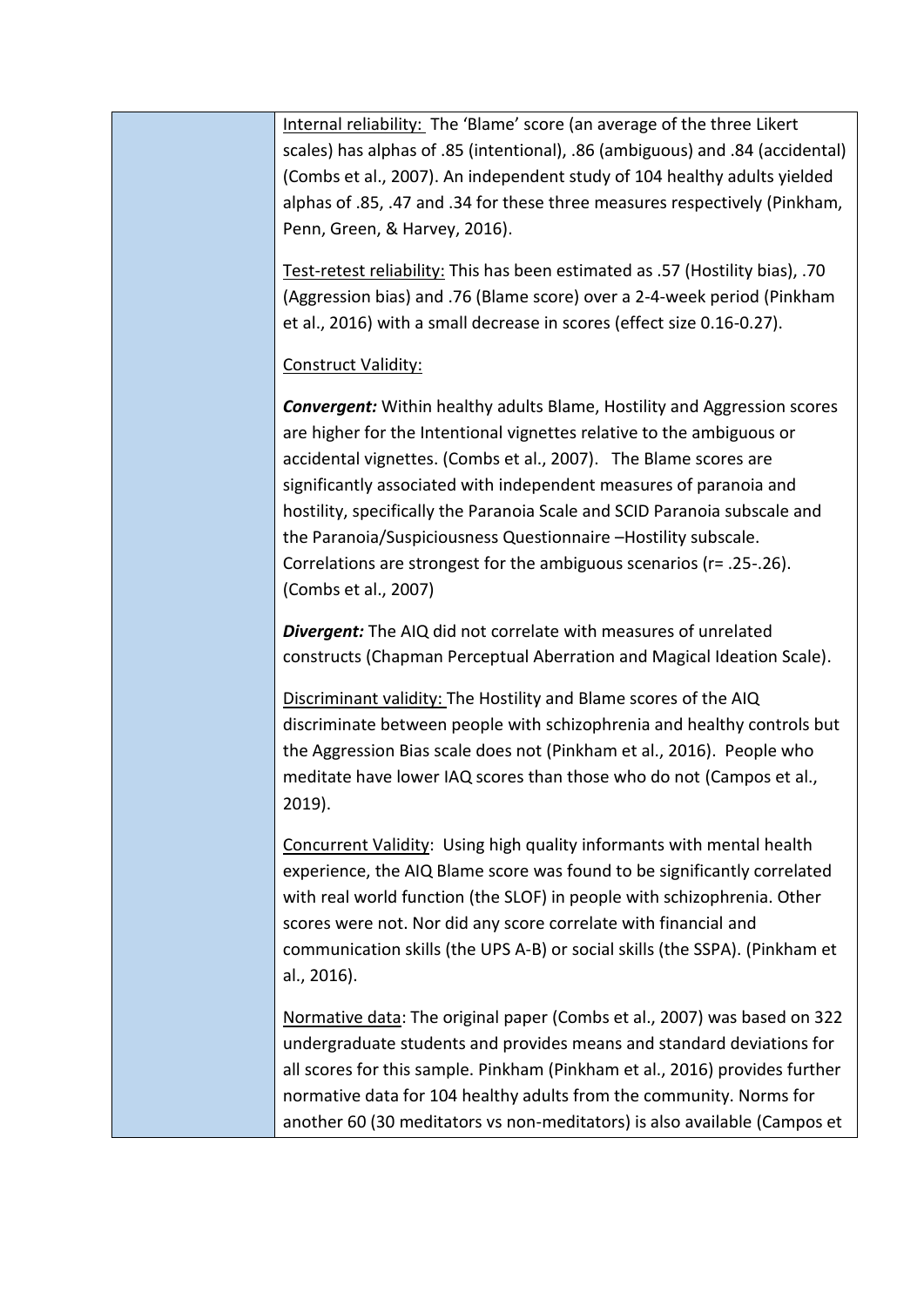| | |
|---|---|
| | <u>Internal reliability:</u> The 'Blame' score (an average of the three Likert scales) has alphas of .85 (intentional), .86 (ambiguous) and .84 (accidental) (Combs et al., 2007). An independent study of 104 healthy adults yielded alphas of .85, .47 and .34 for these three measures respectively (Pinkham, Penn, Green, & Harvey, 2016).<br><br><u>Test-retest reliability:</u> This has been estimated as .57 (Hostility bias), .70 (Aggression bias) and .76 (Blame score) over a 2-4-week period (Pinkham et al., 2016) with a small decrease in scores (effect size 0.16-0.27).<br><br><u>Construct Validity:</u><br><br>***Convergent:*** Within healthy adults Blame, Hostility and Aggression scores are higher for the Intentional vignettes relative to the ambiguous or accidental vignettes. (Combs et al., 2007). The Blame scores are significantly associated with independent measures of paranoia and hostility, specifically the Paranoia Scale and SCID Paranoia subscale and the Paranoia/Suspiciousness Questionnaire –Hostility subscale. Correlations are strongest for the ambiguous scenarios (r= .25-.26). (Combs et al., 2007)<br><br>***Divergent:*** The AIQ did not correlate with measures of unrelated constructs (Chapman Perceptual Aberration and Magical Ideation Scale).<br><br><u>Discriminant validity:</u> The Hostility and Blame scores of the AIQ discriminate between people with schizophrenia and healthy controls but the Aggression Bias scale does not (Pinkham et al., 2016). People who meditate have lower IAQ scores than those who do not (Campos et al., 2019).<br><br><u>Concurrent Validity</u>: Using high quality informants with mental health experience, the AIQ Blame score was found to be significantly correlated with real world function (the SLOF) in people with schizophrenia. Other scores were not. Nor did any score correlate with financial and communication skills (the UPS A-B) or social skills (the SSPA). (Pinkham et al., 2016).<br><br><u>Normative data</u>: The original paper (Combs et al., 2007) was based on 322 undergraduate students and provides means and standard deviations for all scores for this sample. Pinkham (Pinkham et al., 2016) provides further normative data for 104 healthy adults from the community. Norms for another 60 (30 meditators vs non-meditators) is also available (Campos et |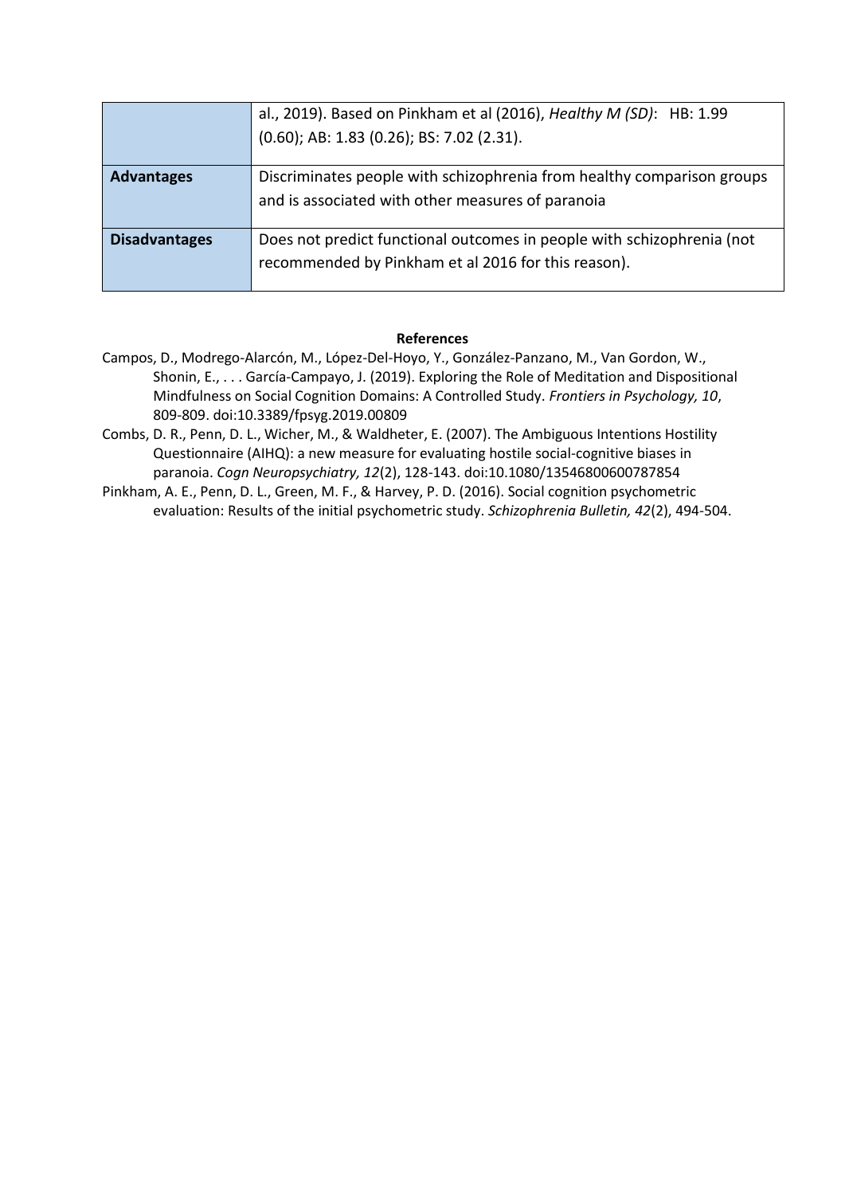| | |
|---|---|
| | al., 2019). Based on Pinkham et al (2016), *Healthy M (SD)*: HB: 1.99 (0.60); AB: 1.83 (0.26); BS: 7.02 (2.31). |
| **Advantages** | Discriminates people with schizophrenia from healthy comparison groups and is associated with other measures of paranoia |
| **Disadvantages** | Does not predict functional outcomes in people with schizophrenia (not recommended by Pinkham et al 2016 for this reason). |

**References**

Campos, D., Modrego-Alarcón, M., López-Del-Hoyo, Y., González-Panzano, M., Van Gordon, W., Shonin, E., . . . García-Campayo, J. (2019). Exploring the Role of Meditation and Dispositional Mindfulness on Social Cognition Domains: A Controlled Study. *Frontiers in Psychology, 10*, 809-809. doi:10.3389/fpsyg.2019.00809

Combs, D. R., Penn, D. L., Wicher, M., & Waldheter, E. (2007). The Ambiguous Intentions Hostility Questionnaire (AIHQ): a new measure for evaluating hostile social-cognitive biases in paranoia. *Cogn Neuropsychiatry, 12*(2), 128-143. doi:10.1080/13546800600787854

Pinkham, A. E., Penn, D. L., Green, M. F., & Harvey, P. D. (2016). Social cognition psychometric evaluation: Results of the initial psychometric study. *Schizophrenia Bulletin, 42*(2), 494-504.